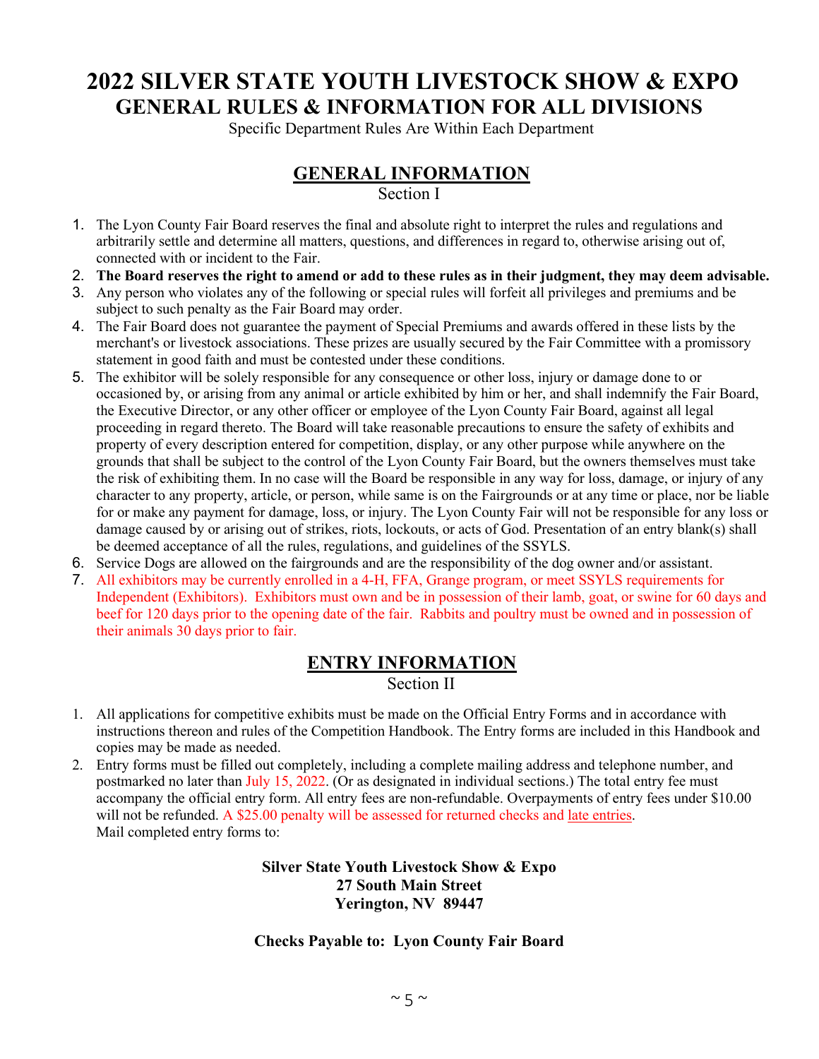# 2022 SILVER STATE YOUTH LIVESTOCK SHOW & EXPO
## GENERAL RULES & INFORMATION FOR ALL DIVISIONS

Specific Department Rules Are Within Each Department

## GENERAL INFORMATION

Section I

1. The Lyon County Fair Board reserves the final and absolute right to interpret the rules and regulations and arbitrarily settle and determine all matters, questions, and differences in regard to, otherwise arising out of, connected with or incident to the Fair.
2. **The Board reserves the right to amend or add to these rules as in their judgment, they may deem advisable.**
3. Any person who violates any of the following or special rules will forfeit all privileges and premiums and be subject to such penalty as the Fair Board may order.
4. The Fair Board does not guarantee the payment of Special Premiums and awards offered in these lists by the merchant's or livestock associations. These prizes are usually secured by the Fair Committee with a promissory statement in good faith and must be contested under these conditions.
5. The exhibitor will be solely responsible for any consequence or other loss, injury or damage done to or occasioned by, or arising from any animal or article exhibited by him or her, and shall indemnify the Fair Board, the Executive Director, or any other officer or employee of the Lyon County Fair Board, against all legal proceeding in regard thereto. The Board will take reasonable precautions to ensure the safety of exhibits and property of every description entered for competition, display, or any other purpose while anywhere on the grounds that shall be subject to the control of the Lyon County Fair Board, but the owners themselves must take the risk of exhibiting them. In no case will the Board be responsible in any way for loss, damage, or injury of any character to any property, article, or person, while same is on the Fairgrounds or at any time or place, nor be liable for or make any payment for damage, loss, or injury. The Lyon County Fair will not be responsible for any loss or damage caused by or arising out of strikes, riots, lockouts, or acts of God. Presentation of an entry blank(s) shall be deemed acceptance of all the rules, regulations, and guidelines of the SSYLS.
6. Service Dogs are allowed on the fairgrounds and are the responsibility of the dog owner and/or assistant.
7. All exhibitors may be currently enrolled in a 4-H, FFA, Grange program, or meet SSYLS requirements for Independent (Exhibitors). Exhibitors must own and be in possession of their lamb, goat, or swine for 60 days and beef for 120 days prior to the opening date of the fair. Rabbits and poultry must be owned and in possession of their animals 30 days prior to fair.

## ENTRY INFORMATION

Section II

1. All applications for competitive exhibits must be made on the Official Entry Forms and in accordance with instructions thereon and rules of the Competition Handbook. The Entry forms are included in this Handbook and copies may be made as needed.
2. Entry forms must be filled out completely, including a complete mailing address and telephone number, and postmarked no later than July 15, 2022. (Or as designated in individual sections.) The total entry fee must accompany the official entry form. All entry fees are non-refundable. Overpayments of entry fees under $10.00 will not be refunded. A $25.00 penalty will be assessed for returned checks and late entries.
   Mail completed entry forms to:

**Silver State Youth Livestock Show & Expo**
**27 South Main Street**
**Yerington, NV 89447**

**Checks Payable to: Lyon County Fair Board**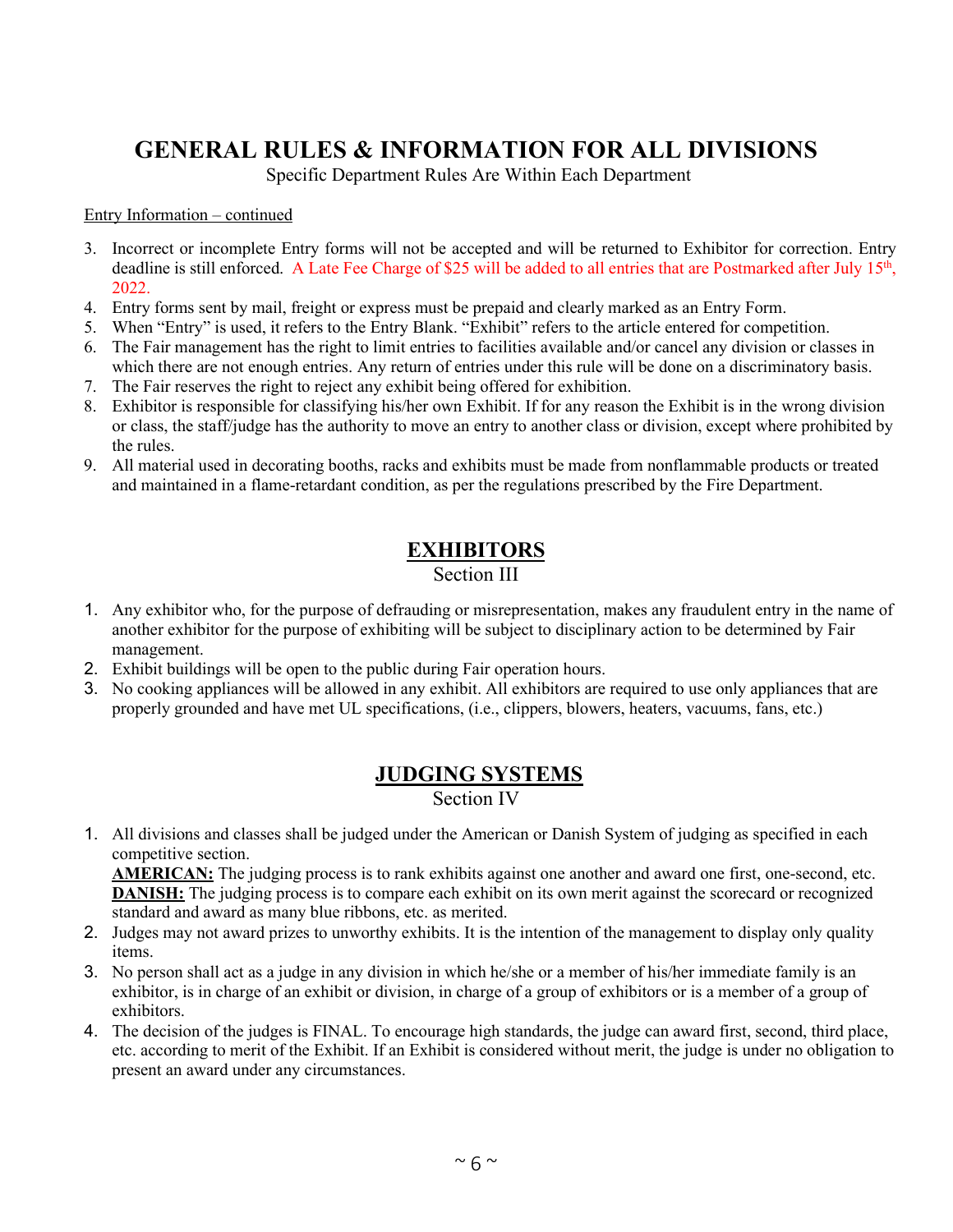# GENERAL RULES & INFORMATION FOR ALL DIVISIONS

Specific Department Rules Are Within Each Department

Entry Information – continued

3. Incorrect or incomplete Entry forms will not be accepted and will be returned to Exhibitor for correction. Entry deadline is still enforced. A Late Fee Charge of $25 will be added to all entries that are Postmarked after July 15th, 2022.
4. Entry forms sent by mail, freight or express must be prepaid and clearly marked as an Entry Form.
5. When "Entry" is used, it refers to the Entry Blank. "Exhibit" refers to the article entered for competition.
6. The Fair management has the right to limit entries to facilities available and/or cancel any division or classes in which there are not enough entries. Any return of entries under this rule will be done on a discriminatory basis.
7. The Fair reserves the right to reject any exhibit being offered for exhibition.
8. Exhibitor is responsible for classifying his/her own Exhibit. If for any reason the Exhibit is in the wrong division or class, the staff/judge has the authority to move an entry to another class or division, except where prohibited by the rules.
9. All material used in decorating booths, racks and exhibits must be made from nonflammable products or treated and maintained in a flame-retardant condition, as per the regulations prescribed by the Fire Department.

## EXHIBITORS

Section III

1. Any exhibitor who, for the purpose of defrauding or misrepresentation, makes any fraudulent entry in the name of another exhibitor for the purpose of exhibiting will be subject to disciplinary action to be determined by Fair management.
2. Exhibit buildings will be open to the public during Fair operation hours.
3. No cooking appliances will be allowed in any exhibit. All exhibitors are required to use only appliances that are properly grounded and have met UL specifications, (i.e., clippers, blowers, heaters, vacuums, fans, etc.)

## JUDGING SYSTEMS

Section IV

1. All divisions and classes shall be judged under the American or Danish System of judging as specified in each competitive section.
   **AMERICAN:** The judging process is to rank exhibits against one another and award one first, one-second, etc.
   **DANISH:** The judging process is to compare each exhibit on its own merit against the scorecard or recognized standard and award as many blue ribbons, etc. as merited.
2. Judges may not award prizes to unworthy exhibits. It is the intention of the management to display only quality items.
3. No person shall act as a judge in any division in which he/she or a member of his/her immediate family is an exhibitor, is in charge of an exhibit or division, in charge of a group of exhibitors or is a member of a group of exhibitors.
4. The decision of the judges is FINAL. To encourage high standards, the judge can award first, second, third place, etc. according to merit of the Exhibit. If an Exhibit is considered without merit, the judge is under no obligation to present an award under any circumstances.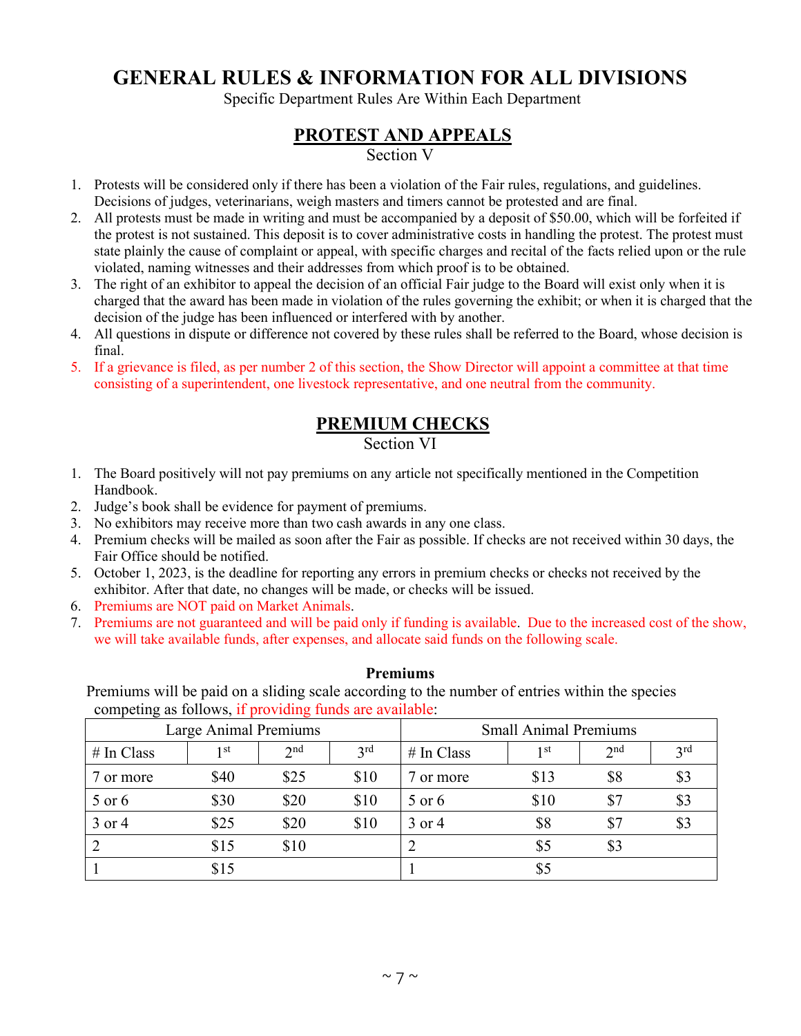# GENERAL RULES & INFORMATION FOR ALL DIVISIONS

Specific Department Rules Are Within Each Department

## PROTEST AND APPEALS

Section V

1. Protests will be considered only if there has been a violation of the Fair rules, regulations, and guidelines. Decisions of judges, veterinarians, weigh masters and timers cannot be protested and are final.
2. All protests must be made in writing and must be accompanied by a deposit of $50.00, which will be forfeited if the protest is not sustained. This deposit is to cover administrative costs in handling the protest. The protest must state plainly the cause of complaint or appeal, with specific charges and recital of the facts relied upon or the rule violated, naming witnesses and their addresses from which proof is to be obtained.
3. The right of an exhibitor to appeal the decision of an official Fair judge to the Board will exist only when it is charged that the award has been made in violation of the rules governing the exhibit; or when it is charged that the decision of the judge has been influenced or interfered with by another.
4. All questions in dispute or difference not covered by these rules shall be referred to the Board, whose decision is final.
5. If a grievance is filed, as per number 2 of this section, the Show Director will appoint a committee at that time consisting of a superintendent, one livestock representative, and one neutral from the community.

## PREMIUM CHECKS

Section VI

1. The Board positively will not pay premiums on any article not specifically mentioned in the Competition Handbook.
2. Judge's book shall be evidence for payment of premiums.
3. No exhibitors may receive more than two cash awards in any one class.
4. Premium checks will be mailed as soon after the Fair as possible. If checks are not received within 30 days, the Fair Office should be notified.
5. October 1, 2023, is the deadline for reporting any errors in premium checks or checks not received by the exhibitor. After that date, no changes will be made, or checks will be issued.
6. Premiums are NOT paid on Market Animals.
7. Premiums are not guaranteed and will be paid only if funding is available. Due to the increased cost of the show, we will take available funds, after expenses, and allocate said funds on the following scale.

**Premiums**

Premiums will be paid on a sliding scale according to the number of entries within the species competing as follows, if providing funds are available:

| Large Animal Premiums | | | | Small Animal Premiums | | | |
|---|---|---|---|---|---|---|---|
| # In Class | 1st | 2nd | 3rd | # In Class | 1st | 2nd | 3rd |
| 7 or more | $40 | $25 | $10 | 7 or more | $13 | $8 | $3 |
| 5 or 6 | $30 | $20 | $10 | 5 or 6 | $10 | $7 | $3 |
| 3 or 4 | $25 | $20 | $10 | 3 or 4 | $8 | $7 | $3 |
| 2 | $15 | $10 | | 2 | $5 | $3 | |
| 1 | $15 | | | 1 | $5 | | |